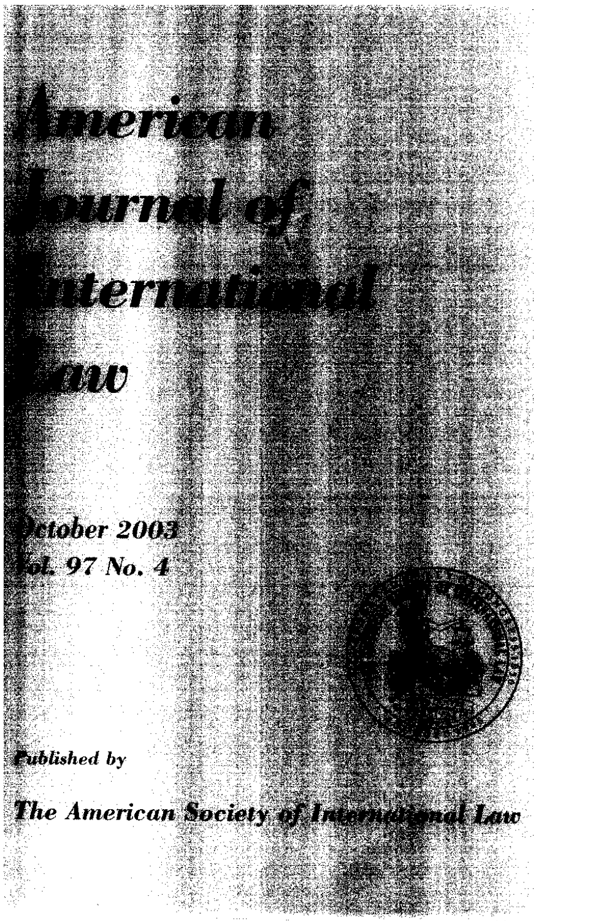# American Journal of International Law

October 2003
Vol. 97 No. 4

Published by

The American Society of International Law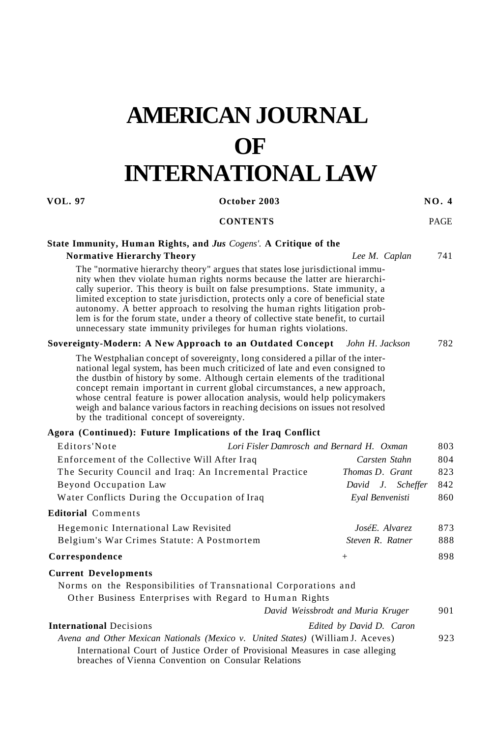# AMERICAN JOURNAL OF INTERNATIONAL LAW

**VOL. 97** | **October 2003** | **NO. 4**

**CONTENTS** | PAGE

**State Immunity, Human Rights, and *Jus Cogens'.* A Critique of the Normative Hierarchy Theory** — *Lee M. Caplan* — 741

The "normative hierarchy theory" argues that states lose jurisdictional immunity when thev violate human rights norms because the latter are hierarchically superior. This theory is built on false presumptions. State immunity, a limited exception to state jurisdiction, protects only a core of beneficial state autonomy. A better approach to resolving the human rights litigation problem is for the forum state, under a theory of collective state benefit, to curtail unnecessary state immunity privileges for human rights violations.

**Sovereignty-Modern: A New Approach to an Outdated Concept** — *John H. Jackson* — 782

The Westphalian concept of sovereignty, long considered a pillar of the international legal system, has been much criticized of late and even consigned to the dustbin of history by some. Although certain elements of the traditional concept remain important in current global circumstances, a new approach, whose central feature is power allocation analysis, would help policymakers weigh and balance various factors in reaching decisions on issues not resolved by the traditional concept of sovereignty.

**Agora (Continued): Future Implications of the Iraq Conflict**

- Editors'Note — *Lori Fisler Damrosch and Bernard H. Oxman* — 803
- Enforcement of the Collective Will After Iraq — *Carsten Stahn* — 804
- The Security Council and Iraq: An Incremental Practice — *Thomas D. Grant* — 823
- Beyond Occupation Law — *David J. Scheffer* — 842
- Water Conflicts During the Occupation of Iraq — *Eyal Benvenisti* — 860

**Editorial** Comments

- Hegemonic International Law Revisited — *JoséE. Alvarez* — 873
- Belgium's War Crimes Statute: A Postmortem — *Steven R. Ratner* — 888

**Correspondence** — + — 898

**Current Developments**

- Norms on the Responsibilities of Transnational Corporations and Other Business Enterprises with Regard to Human Rights — *David Weissbrodt and Muria Kruger* — 901

**International** Decisions — *Edited by David D. Caron*

- *Avena and Other Mexican Nationals (Mexico v. United States)* (William J. Aceves) — 923

  International Court of Justice Order of Provisional Measures in case alleging breaches of Vienna Convention on Consular Relations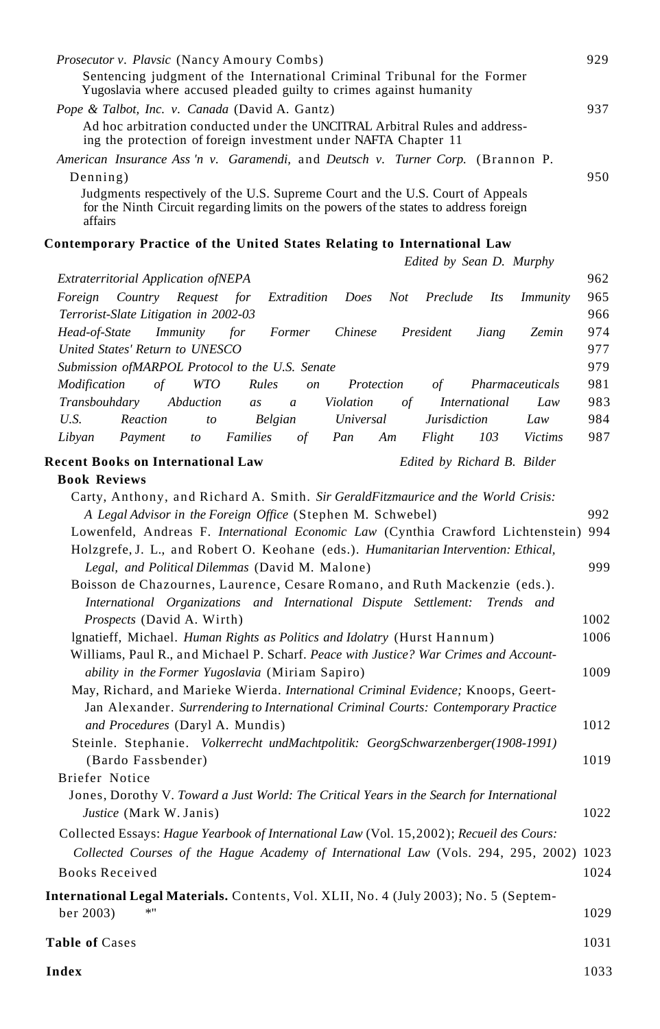*Prosecutor v. Plavsic* (Nancy Amoury Combs) 929
Sentencing judgment of the International Criminal Tribunal for the Former Yugoslavia where accused pleaded guilty to crimes against humanity

*Pope & Talbot, Inc. v. Canada* (David A. Gantz) 937
Ad hoc arbitration conducted under the UNCITRAL Arbitral Rules and addressing the protection of foreign investment under NAFTA Chapter 11

*American Insurance Ass 'n v. Garamendi,* and *Deutsch v. Turner Corp.* (Brannon P. Denning) 950
Judgments respectively of the U.S. Supreme Court and the U.S. Court of Appeals for the Ninth Circuit regarding limits on the powers of the states to address foreign affairs

**Contemporary Practice of the United States Relating to International Law**

*Edited by Sean D. Murphy*

*Extraterritorial Application ofNEPA* 962
*Foreign Country Request for Extradition Does Not Preclude Its Immunity* 965
*Terrorist-Slate Litigation in 2002-03* 966
*Head-of-State Immunity for Former Chinese President Jiang Zemin* 974
*United States' Return to UNESCO* 977
*Submission ofMARPOL Protocol to the U.S. Senate* 979
*Modification of WTO Rules on Protection of Pharmaceuticals* 981
*Transbouhdary Abduction as a Violation of International Law* 983
*U.S. Reaction to Belgian Universal Jurisdiction Law* 984
*Libyan Payment to Families of Pan Am Flight 103 Victims* 987

**Recent Books on International Law** *Edited by Richard B. Bilder*

**Book Reviews**

Carty, Anthony, and Richard A. Smith. *Sir GeraldFitzmaurice and the World Crisis: A Legal Advisor in the Foreign Office* (Stephen M. Schwebel) 992
Lowenfeld, Andreas F. *International Economic Law* (Cynthia Crawford Lichtenstein) 994
Holzgrefe, J. L., and Robert O. Keohane (eds.). *Humanitarian Intervention: Ethical, Legal, and Political Dilemmas* (David M. Malone) 999
Boisson de Chazournes, Laurence, Cesare Romano, and Ruth Mackenzie (eds.). *International Organizations and International Dispute Settlement: Trends and Prospects* (David A. Wirth) 1002
lgnatieff, Michael. *Human Rights as Politics and Idolatry* (Hurst Hannum) 1006
Williams, Paul R., and Michael P. Scharf. *Peace with Justice? War Crimes and Accountability in the Former Yugoslavia* (Miriam Sapiro) 1009
May, Richard, and Marieke Wierda. *International Criminal Evidence;* Knoops, Geert-Jan Alexander. *Surrendering to International Criminal Courts: Contemporary Practice and Procedures* (Daryl A. Mundis) 1012
Steinle. Stephanie. *Volkerrecht undMachtpolitik: GeorgSchwarzenberger(1908-1991)* (Bardo Fassbender) 1019

Briefer Notice

Jones, Dorothy V. *Toward a Just World: The Critical Years in the Search for International Justice* (Mark W. Janis) 1022

Collected Essays: *Hague Yearbook of International Law* (Vol. 15,2002); *Recueil des Cours: Collected Courses of the Hague Academy of International Law* (Vols. 294, 295, 2002) 1023

Books Received 1024

**International Legal Materials.** Contents, Vol. XLII, No. 4 (July 2003); No. 5 (September 2003) *" 1029

**Table of** Cases 1031

**Index** 1033